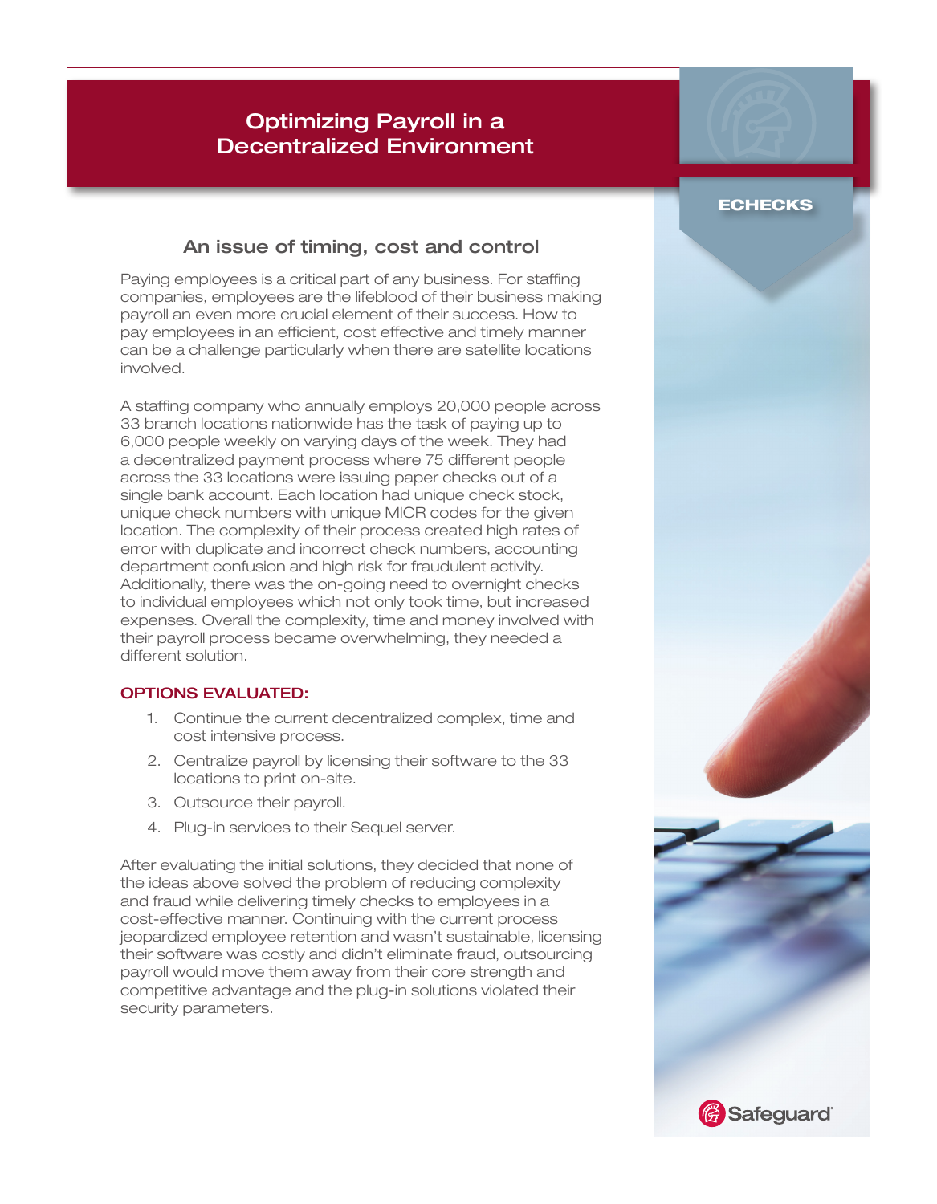# Optimizing Payroll in a Decentralized Environment

ECHECKS

## An issue of timing, cost and control

Paying employees is a critical part of any business. For staffing companies, employees are the lifeblood of their business making payroll an even more crucial element of their success. How to pay employees in an efficient, cost effective and timely manner can be a challenge particularly when there are satellite locations involved.

A staffing company who annually employs 20,000 people across 33 branch locations nationwide has the task of paying up to 6,000 people weekly on varying days of the week. They had a decentralized payment process where 75 different people across the 33 locations were issuing paper checks out of a single bank account. Each location had unique check stock, unique check numbers with unique MICR codes for the given location. The complexity of their process created high rates of error with duplicate and incorrect check numbers, accounting department confusion and high risk for fraudulent activity. Additionally, there was the on-going need to overnight checks to individual employees which not only took time, but increased expenses. Overall the complexity, time and money involved with their payroll process became overwhelming, they needed a different solution.

### OPTIONS EVALUATED:

1. Continue the current decentralized complex, time and cost intensive process.
2. Centralize payroll by licensing their software to the 33 locations to print on-site.
3. Outsource their payroll.
4. Plug-in services to their Sequel server.

After evaluating the initial solutions, they decided that none of the ideas above solved the problem of reducing complexity and fraud while delivering timely checks to employees in a cost-effective manner. Continuing with the current process jeopardized employee retention and wasn't sustainable, licensing their software was costly and didn't eliminate fraud, outsourcing payroll would move them away from their core strength and competitive advantage and the plug-in solutions violated their security parameters.

Safeguard®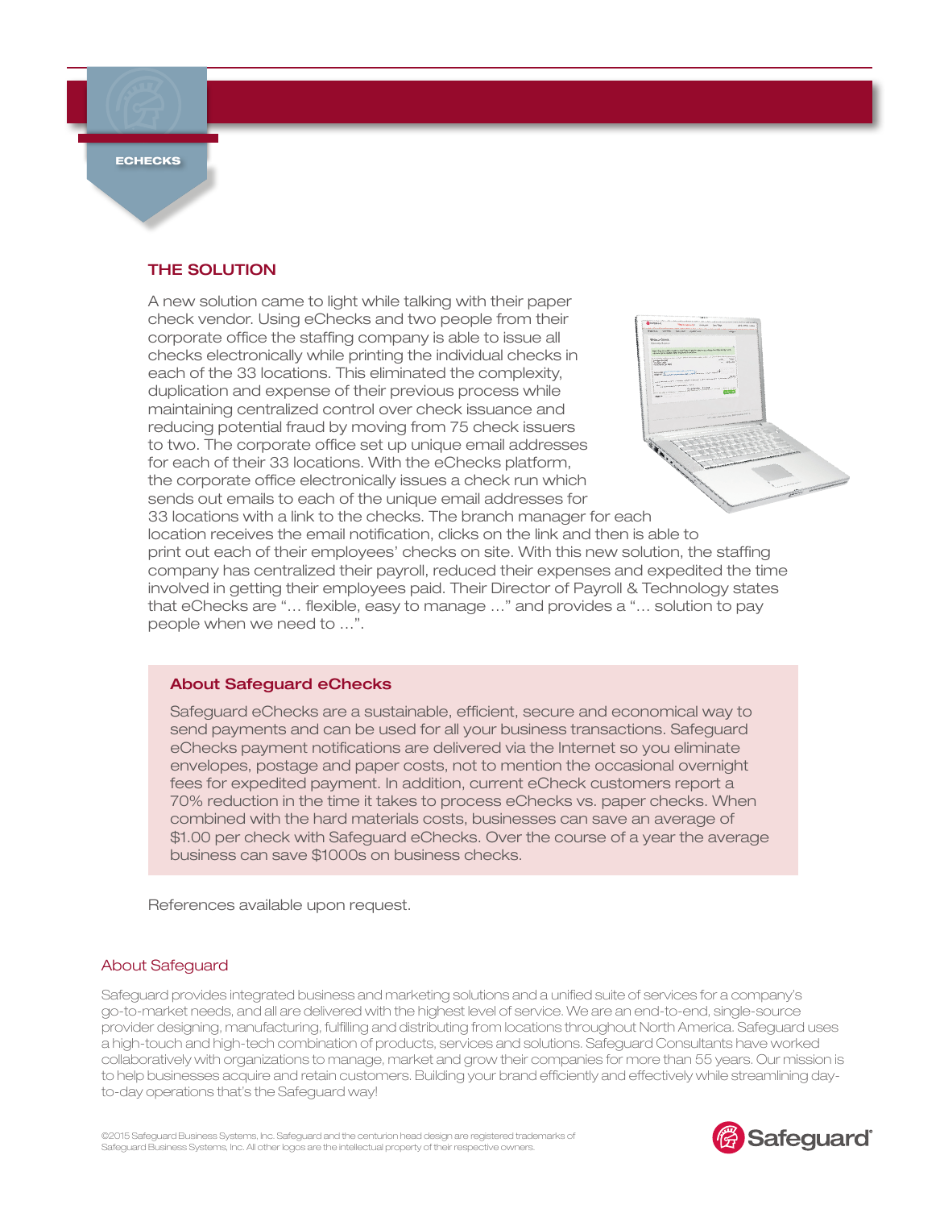ECHECKS

## THE SOLUTION

A new solution came to light while talking with their paper check vendor. Using eChecks and two people from their corporate office the staffing company is able to issue all checks electronically while printing the individual checks in each of the 33 locations. This eliminated the complexity, duplication and expense of their previous process while maintaining centralized control over check issuance and reducing potential fraud by moving from 75 check issuers to two. The corporate office set up unique email addresses for each of their 33 locations. With the eChecks platform, the corporate office electronically issues a check run which sends out emails to each of the unique email addresses for 33 locations with a link to the checks. The branch manager for each location receives the email notification, clicks on the link and then is able to print out each of their employees' checks on site. With this new solution, the staffing company has centralized their payroll, reduced their expenses and expedited the time involved in getting their employees paid. Their Director of Payroll & Technology states that eChecks are "... flexible, easy to manage ..." and provides a "... solution to pay people when we need to ...".

### About Safeguard eChecks

Safeguard eChecks are a sustainable, efficient, secure and economical way to send payments and can be used for all your business transactions. Safeguard eChecks payment notifications are delivered via the Internet so you eliminate envelopes, postage and paper costs, not to mention the occasional overnight fees for expedited payment. In addition, current eCheck customers report a 70% reduction in the time it takes to process eChecks vs. paper checks. When combined with the hard materials costs, businesses can save an average of $1.00 per check with Safeguard eChecks. Over the course of a year the average business can save $1000s on business checks.

References available upon request.

### About Safeguard

Safeguard provides integrated business and marketing solutions and a unified suite of services for a company's go-to-market needs, and all are delivered with the highest level of service. We are an end-to-end, single-source provider designing, manufacturing, fulfilling and distributing from locations throughout North America. Safeguard uses a high-touch and high-tech combination of products, services and solutions. Safeguard Consultants have worked collaboratively with organizations to manage, market and grow their companies for more than 55 years. Our mission is to help businesses acquire and retain customers. Building your brand efficiently and effectively while streamlining day-to-day operations that's the Safeguard way!

©2015 Safeguard Business Systems, Inc. Safeguard and the centurion head design are registered trademarks of Safeguard Business Systems, Inc. All other logos are the intellectual property of their respective owners.

Safeguard®